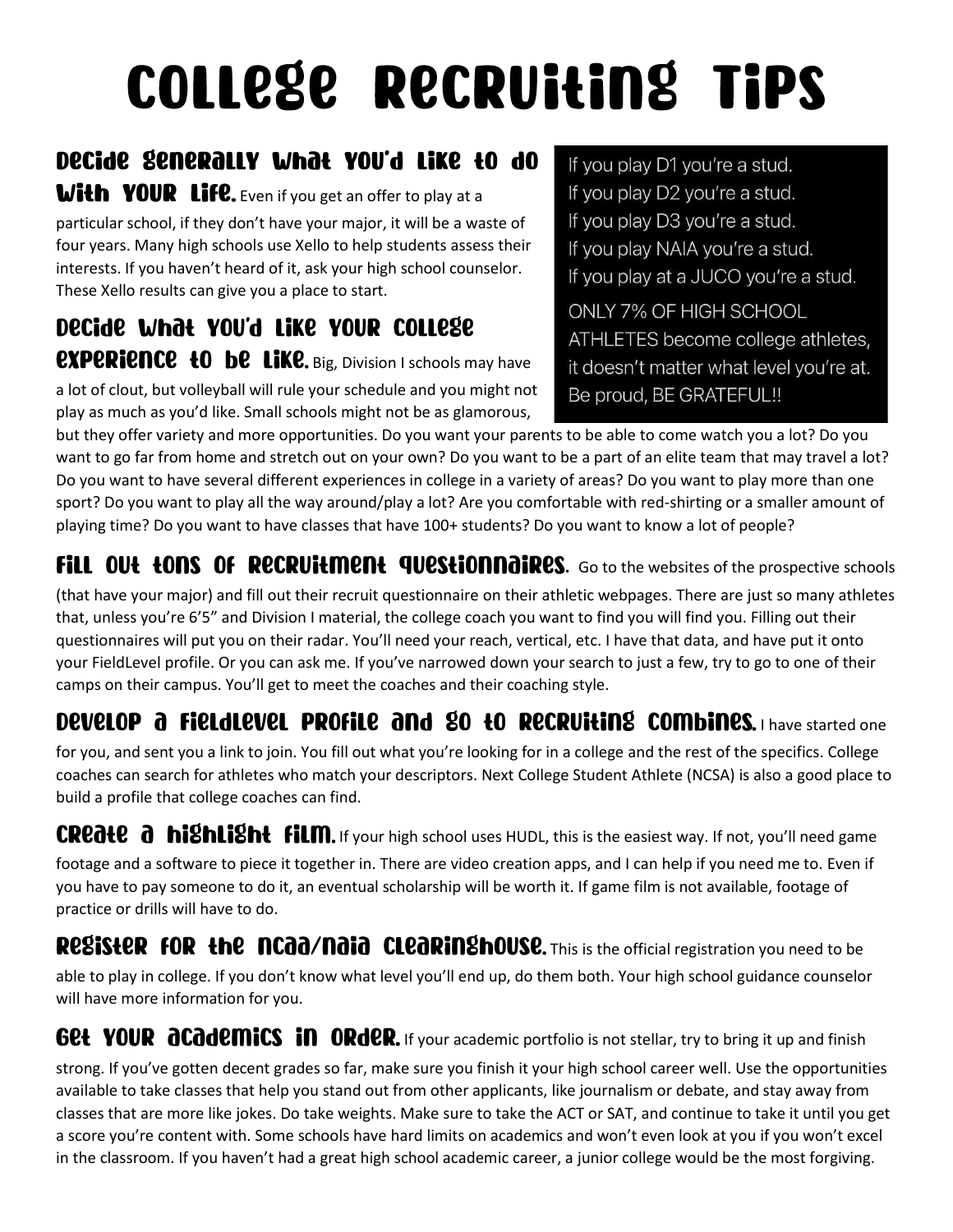# College Recruiting Tips

**Decide generally what you'd like to do with YOUR life.** Even if you get an offer to play at a particular school, if they don't have your major, it will be a waste of four years. Many high schools use Xello to help students assess their interests. If you haven't heard of it, ask your high school counselor. These Xello results can give you a place to start.

If you play D1 you're a stud.
If you play D2 you're a stud.
If you play D3 you're a stud.
If you play NAIA you're a stud.
If you play at a JUCO you're a stud.
ONLY 7% OF HIGH SCHOOL ATHLETES become college athletes, it doesn't matter what level you're at. Be proud, BE GRATEFUL!!

**Decide what you'd like your college experience to be like.** Big, Division I schools may have a lot of clout, but volleyball will rule your schedule and you might not play as much as you'd like. Small schools might not be as glamorous, but they offer variety and more opportunities. Do you want your parents to be able to come watch you a lot? Do you want to go far from home and stretch out on your own? Do you want to be a part of an elite team that may travel a lot? Do you want to have several different experiences in college in a variety of areas? Do you want to play more than one sport? Do you want to play all the way around/play a lot? Are you comfortable with red-shirting or a smaller amount of playing time? Do you want to have classes that have 100+ students? Do you want to know a lot of people?

**Fill out tons of recruitment questionnaires.** Go to the websites of the prospective schools (that have your major) and fill out their recruit questionnaire on their athletic webpages. There are just so many athletes that, unless you're 6'5" and Division I material, the college coach you want to find you will find you. Filling out their questionnaires will put you on their radar. You'll need your reach, vertical, etc. I have that data, and have put it onto your FieldLevel profile. Or you can ask me. If you've narrowed down your search to just a few, try to go to one of their camps on their campus. You'll get to meet the coaches and their coaching style.

**Develop a FieldLevel profile and go to recruiting combines.** I have started one for you, and sent you a link to join. You fill out what you're looking for in a college and the rest of the specifics. College coaches can search for athletes who match your descriptors. Next College Student Athlete (NCSA) is also a good place to build a profile that college coaches can find.

**Create a highlight film.** If your high school uses HUDL, this is the easiest way. If not, you'll need game footage and a software to piece it together in. There are video creation apps, and I can help if you need me to. Even if you have to pay someone to do it, an eventual scholarship will be worth it. If game film is not available, footage of practice or drills will have to do.

**Register for the NCAA/NAIA Clearinghouse.** This is the official registration you need to be able to play in college. If you don't know what level you'll end up, do them both. Your high school guidance counselor will have more information for you.

**Get your academics in order.** If your academic portfolio is not stellar, try to bring it up and finish strong. If you've gotten decent grades so far, make sure you finish it your high school career well. Use the opportunities available to take classes that help you stand out from other applicants, like journalism or debate, and stay away from classes that are more like jokes. Do take weights. Make sure to take the ACT or SAT, and continue to take it until you get a score you're content with. Some schools have hard limits on academics and won't even look at you if you won't excel in the classroom. If you haven't had a great high school academic career, a junior college would be the most forgiving.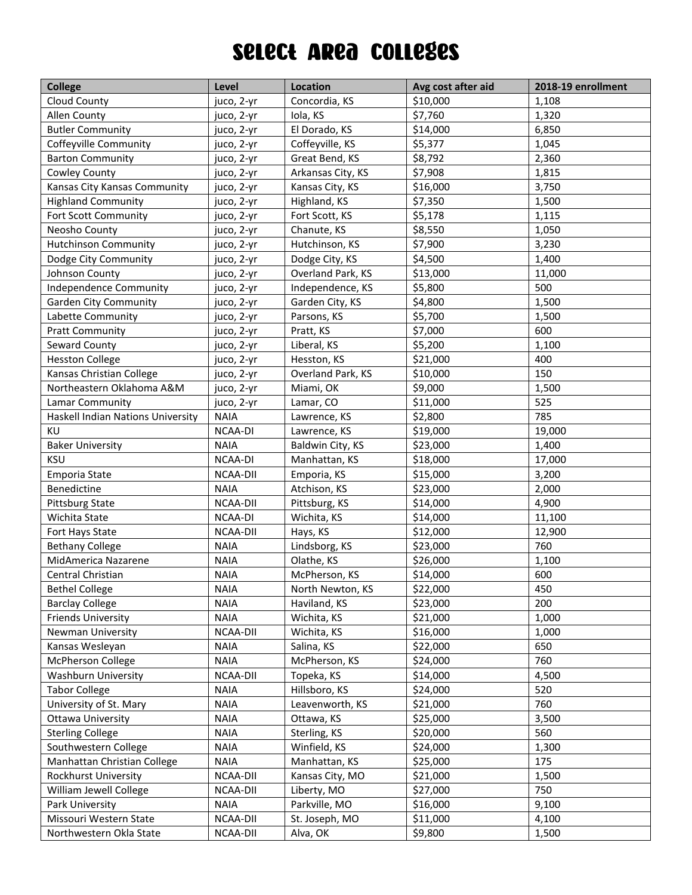# Select Area Colleges

| College | Level | Location | Avg cost after aid | 2018-19 enrollment |
|---|---|---|---|---|
| Cloud County | juco, 2-yr | Concordia, KS | $10,000 | 1,108 |
| Allen County | juco, 2-yr | Iola, KS | $7,760 | 1,320 |
| Butler Community | juco, 2-yr | El Dorado, KS | $14,000 | 6,850 |
| Coffeyville Community | juco, 2-yr | Coffeyville, KS | $5,377 | 1,045 |
| Barton Community | juco, 2-yr | Great Bend, KS | $8,792 | 2,360 |
| Cowley County | juco, 2-yr | Arkansas City, KS | $7,908 | 1,815 |
| Kansas City Kansas Community | juco, 2-yr | Kansas City, KS | $16,000 | 3,750 |
| Highland Community | juco, 2-yr | Highland, KS | $7,350 | 1,500 |
| Fort Scott Community | juco, 2-yr | Fort Scott, KS | $5,178 | 1,115 |
| Neosho County | juco, 2-yr | Chanute, KS | $8,550 | 1,050 |
| Hutchinson Community | juco, 2-yr | Hutchinson, KS | $7,900 | 3,230 |
| Dodge City Community | juco, 2-yr | Dodge City, KS | $4,500 | 1,400 |
| Johnson County | juco, 2-yr | Overland Park, KS | $13,000 | 11,000 |
| Independence Community | juco, 2-yr | Independence, KS | $5,800 | 500 |
| Garden City Community | juco, 2-yr | Garden City, KS | $4,800 | 1,500 |
| Labette Community | juco, 2-yr | Parsons, KS | $5,700 | 1,500 |
| Pratt Community | juco, 2-yr | Pratt, KS | $7,000 | 600 |
| Seward County | juco, 2-yr | Liberal, KS | $5,200 | 1,100 |
| Hesston College | juco, 2-yr | Hesston, KS | $21,000 | 400 |
| Kansas Christian College | juco, 2-yr | Overland Park, KS | $10,000 | 150 |
| Northeastern Oklahoma A&M | juco, 2-yr | Miami, OK | $9,000 | 1,500 |
| Lamar Community | juco, 2-yr | Lamar, CO | $11,000 | 525 |
| Haskell Indian Nations University | NAIA | Lawrence, KS | $2,800 | 785 |
| KU | NCAA-DI | Lawrence, KS | $19,000 | 19,000 |
| Baker University | NAIA | Baldwin City, KS | $23,000 | 1,400 |
| KSU | NCAA-DI | Manhattan, KS | $18,000 | 17,000 |
| Emporia State | NCAA-DII | Emporia, KS | $15,000 | 3,200 |
| Benedictine | NAIA | Atchison, KS | $23,000 | 2,000 |
| Pittsburg State | NCAA-DII | Pittsburg, KS | $14,000 | 4,900 |
| Wichita State | NCAA-DI | Wichita, KS | $14,000 | 11,100 |
| Fort Hays State | NCAA-DII | Hays, KS | $12,000 | 12,900 |
| Bethany College | NAIA | Lindsborg, KS | $23,000 | 760 |
| MidAmerica Nazarene | NAIA | Olathe, KS | $26,000 | 1,100 |
| Central Christian | NAIA | McPherson, KS | $14,000 | 600 |
| Bethel College | NAIA | North Newton, KS | $22,000 | 450 |
| Barclay College | NAIA | Haviland, KS | $23,000 | 200 |
| Friends University | NAIA | Wichita, KS | $21,000 | 1,000 |
| Newman University | NCAA-DII | Wichita, KS | $16,000 | 1,000 |
| Kansas Wesleyan | NAIA | Salina, KS | $22,000 | 650 |
| McPherson College | NAIA | McPherson, KS | $24,000 | 760 |
| Washburn University | NCAA-DII | Topeka, KS | $14,000 | 4,500 |
| Tabor College | NAIA | Hillsboro, KS | $24,000 | 520 |
| University of St. Mary | NAIA | Leavenworth, KS | $21,000 | 760 |
| Ottawa University | NAIA | Ottawa, KS | $25,000 | 3,500 |
| Sterling College | NAIA | Sterling, KS | $20,000 | 560 |
| Southwestern College | NAIA | Winfield, KS | $24,000 | 1,300 |
| Manhattan Christian College | NAIA | Manhattan, KS | $25,000 | 175 |
| Rockhurst University | NCAA-DII | Kansas City, MO | $21,000 | 1,500 |
| William Jewell College | NCAA-DII | Liberty, MO | $27,000 | 750 |
| Park University | NAIA | Parkville, MO | $16,000 | 9,100 |
| Missouri Western State | NCAA-DII | St. Joseph, MO | $11,000 | 4,100 |
| Northwestern Okla State | NCAA-DII | Alva, OK | $9,800 | 1,500 |